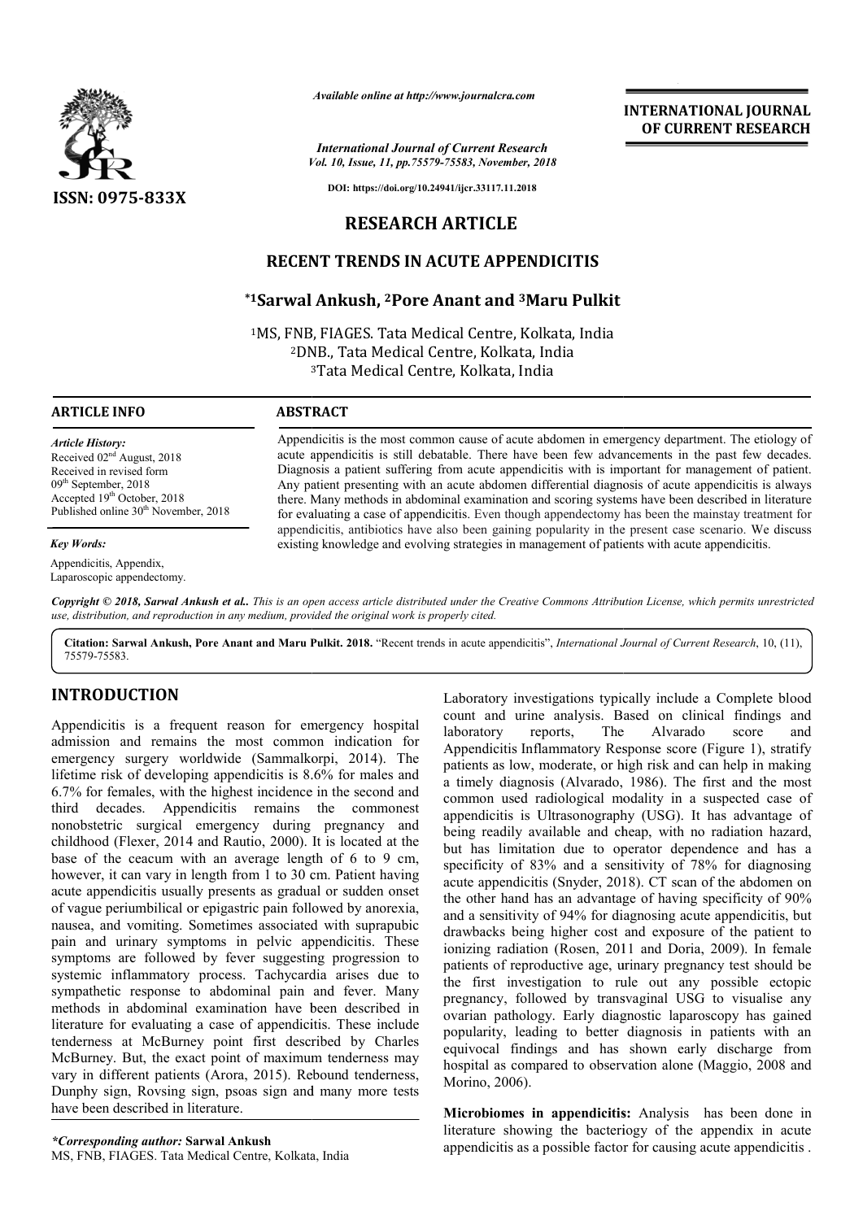*Available online at http://www.journalcra.com*

*International Journal of Current Research*
*Vol. 10, Issue, 11, pp.75579-75583, November, 2018*

**DOI: https://doi.org/10.24941/ijcr.33117.11.2018**

ISSN: 0975-833X

**INTERNATIONAL JOURNAL OF CURRENT RESEARCH**

# RESEARCH ARTICLE

## RECENT TRENDS IN ACUTE APPENDICITIS

**\*[1]Sarwal Ankush, [2]Pore Anant and [3]Maru Pulkit**

[1]MS, FNB, FIAGES. Tata Medical Centre, Kolkata, India
[2]DNB., Tata Medical Centre, Kolkata, India
[3]Tata Medical Centre, Kolkata, India

**ARTICLE INFO**

*Article History:*
Received 02nd August, 2018
Received in revised form
09th September, 2018
Accepted 19th October, 2018
Published online 30th November, 2018

*Key Words:*
Appendicitis, Appendix, Laparoscopic appendectomy.

**ABSTRACT**

Appendicitis is the most common cause of acute abdomen in emergency department. The etiology of acute appendicitis is still debatable. There have been few advancements in the past few decades. Diagnosis a patient suffering from acute appendicitis with is important for management of patient. Any patient presenting with an acute abdomen differential diagnosis of acute appendicitis is always there. Many methods in abdominal examination and scoring systems have been described in literature for evaluating a case of appendicitis. Even though appendectomy has been the mainstay treatment for appendicitis, antibiotics have also been gaining popularity in the present case scenario. We discuss existing knowledge and evolving strategies in management of patients with acute appendicitis.

*Copyright © 2018, Sarwal Ankush et al.. This is an open access article distributed under the Creative Commons Attribution License, which permits unrestricted use, distribution, and reproduction in any medium, provided the original work is properly cited.*

**Citation: Sarwal Ankush, Pore Anant and Maru Pulkit. 2018.** "Recent trends in acute appendicitis", *International Journal of Current Research*, 10, (11), 75579-75583.

# INTRODUCTION

Appendicitis is a frequent reason for emergency hospital admission and remains the most common indication for emergency surgery worldwide (Sammalkorpi, 2014). The lifetime risk of developing appendicitis is 8.6% for males and 6.7% for females, with the highest incidence in the second and third decades. Appendicitis remains the commonest nonobstetric surgical emergency during pregnancy and childhood (Flexer, 2014 and Rautio, 2000). It is located at the base of the ceacum with an average length of 6 to 9 cm, however, it can vary in length from 1 to 30 cm. Patient having acute appendicitis usually presents as gradual or sudden onset of vague periumbilical or epigastric pain followed by anorexia, nausea, and vomiting. Sometimes associated with suprapubic pain and urinary symptoms in pelvic appendicitis. These symptoms are followed by fever suggesting progression to systemic inflammatory process. Tachycardia arises due to sympathetic response to abdominal pain and fever. Many methods in abdominal examination have been described in literature for evaluating a case of appendicitis. These include tenderness at McBurney point first described by Charles McBurney. But, the exact point of maximum tenderness may vary in different patients (Arora, 2015). Rebound tenderness, Dunphy sign, Rovsing sign, psoas sign and many more tests have been described in literature.

Laboratory investigations typically include a Complete blood count and urine analysis. Based on clinical findings and laboratory reports, The Alvarado score and Appendicitis Inflammatory Response score (Figure 1), stratify patients as low, moderate, or high risk and can help in making a timely diagnosis (Alvarado, 1986). The first and the most common used radiological modality in a suspected case of appendicitis is Ultrasonography (USG). It has advantage of being readily available and cheap, with no radiation hazard, but has limitation due to operator dependence and has a specificity of 83% and a sensitivity of 78% for diagnosing acute appendicitis (Snyder, 2018). CT scan of the abdomen on the other hand has an advantage of having specificity of 90% and a sensitivity of 94% for diagnosing acute appendicitis, but drawbacks being higher cost and exposure of the patient to ionizing radiation (Rosen, 2011 and Doria, 2009). In female patients of reproductive age, urinary pregnancy test should be the first investigation to rule out any possible ectopic pregnancy, followed by transvaginal USG to visualise any ovarian pathology. Early diagnostic laparoscopy has gained popularity, leading to better diagnosis in patients with an equivocal findings and has shown early discharge from hospital as compared to observation alone (Maggio, 2008 and Morino, 2006).

**Microbiomes in appendicitis:** Analysis has been done in literature showing the bacteriogy of the appendix in acute appendicitis as a possible factor for causing acute appendicitis .

*\*Corresponding author:* **Sarwal Ankush**
MS, FNB, FIAGES. Tata Medical Centre, Kolkata, India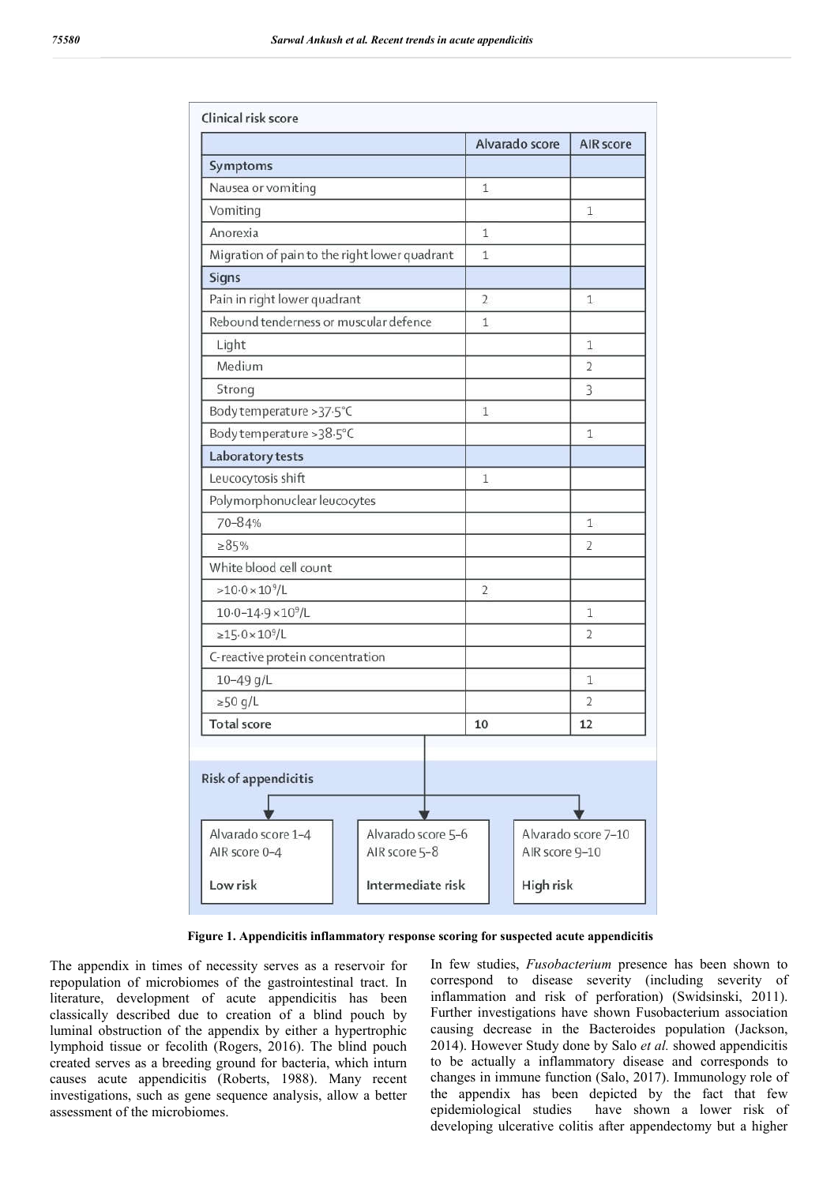**Clinical risk score**

| | Alvarado score | AIR score |
|---|---|---|
| **Symptoms** | | |
| Nausea or vomiting | 1 | |
| Vomiting | | 1 |
| Anorexia | 1 | |
| Migration of pain to the right lower quadrant | 1 | |
| **Signs** | | |
| Pain in right lower quadrant | 2 | 1 |
| Rebound tenderness or muscular defence | 1 | |
| Light | | 1 |
| Medium | | 2 |
| Strong | | 3 |
| Body temperature >37·5°C | 1 | |
| Body temperature >38·5°C | | 1 |
| **Laboratory tests** | | |
| Leucocytosis shift | 1 | |
| Polymorphonuclear leucocytes | | |
| 70–84% | | 1 |
| ≥85% | | 2 |
| White blood cell count | | |
| $>10{\cdot}0\times10^9$/L | 2 | |
| $10{\cdot}0$–$14{\cdot}9\times10^9$/L | | 1 |
| $\geq15{\cdot}0\times10^9$/L | | 2 |
| C-reactive protein concentration | | |
| 10–49 g/L | | 1 |
| ≥50 g/L | | 2 |
| **Total score** | **10** | **12** |

**Risk of appendicitis**

| Alvarado score 1–4, AIR score 0–4 | Alvarado score 5–6, AIR score 5–8 | Alvarado score 7–10, AIR score 9–10 |
|---|---|---|
| Low risk | Intermediate risk | High risk |

**Figure 1. Appendicitis inflammatory response scoring for suspected acute appendicitis**

The appendix in times of necessity serves as a reservoir for repopulation of microbiomes of the gastrointestinal tract. In literature, development of acute appendicitis has been classically described due to creation of a blind pouch by luminal obstruction of the appendix by either a hypertrophic lymphoid tissue or fecolith (Rogers, 2016). The blind pouch created serves as a breeding ground for bacteria, which inturn causes acute appendicitis (Roberts, 1988). Many recent investigations, such as gene sequence analysis, allow a better assessment of the microbiomes.

In few studies, *Fusobacterium* presence has been shown to correspond to disease severity (including severity of inflammation and risk of perforation) (Swidsinski, 2011). Further investigations have shown Fusobacterium association causing decrease in the Bacteroides population (Jackson, 2014). However Study done by Salo *et al.* showed appendicitis to be actually a inflammatory disease and corresponds to changes in immune function (Salo, 2017). Immunology role of the appendix has been depicted by the fact that few epidemiological studies have shown a lower risk of developing ulcerative colitis after appendectomy but a higher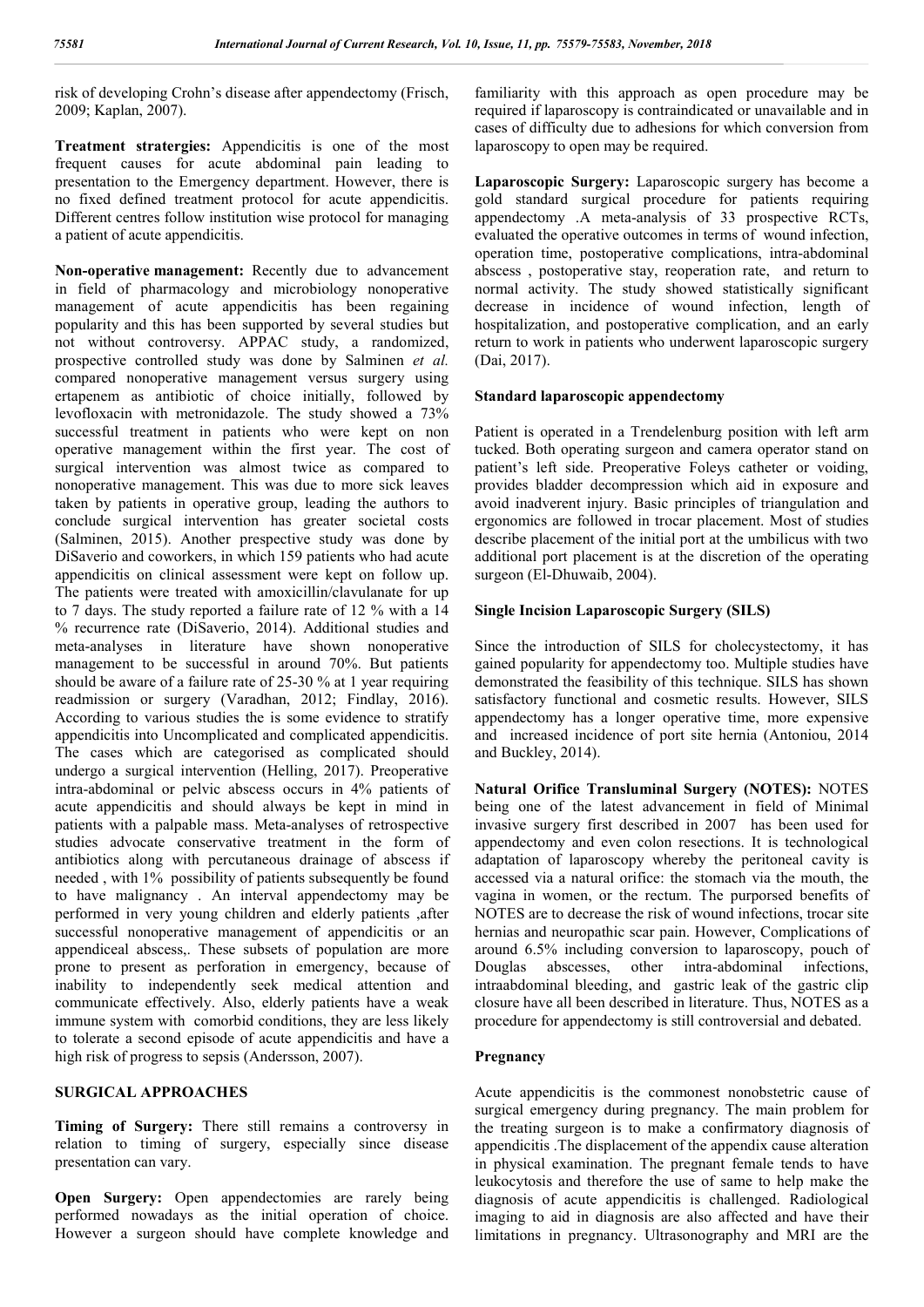risk of developing Crohn's disease after appendectomy (Frisch, 2009; Kaplan, 2007).

**Treatment stratergies:** Appendicitis is one of the most frequent causes for acute abdominal pain leading to presentation to the Emergency department. However, there is no fixed defined treatment protocol for acute appendicitis. Different centres follow institution wise protocol for managing a patient of acute appendicitis.

**Non-operative management:** Recently due to advancement in field of pharmacology and microbiology nonoperative management of acute appendicitis has been regaining popularity and this has been supported by several studies but not without controversy. APPAC study, a randomized, prospective controlled study was done by Salminen *et al.* compared nonoperative management versus surgery using ertapenem as antibiotic of choice initially, followed by levofloxacin with metronidazole. The study showed a 73% successful treatment in patients who were kept on non operative management within the first year. The cost of surgical intervention was almost twice as compared to nonoperative management. This was due to more sick leaves taken by patients in operative group, leading the authors to conclude surgical intervention has greater societal costs (Salminen, 2015). Another prespective study was done by DiSaverio and coworkers, in which 159 patients who had acute appendicitis on clinical assessment were kept on follow up. The patients were treated with amoxicillin/clavulanate for up to 7 days. The study reported a failure rate of 12 % with a 14 % recurrence rate (DiSaverio, 2014). Additional studies and meta-analyses in literature have shown nonoperative management to be successful in around 70%. But patients should be aware of a failure rate of 25-30 % at 1 year requiring readmission or surgery (Varadhan, 2012; Findlay, 2016). According to various studies the is some evidence to stratify appendicitis into Uncomplicated and complicated appendicitis. The cases which are categorised as complicated should undergo a surgical intervention (Helling, 2017). Preoperative intra-abdominal or pelvic abscess occurs in 4% patients of acute appendicitis and should always be kept in mind in patients with a palpable mass. Meta-analyses of retrospective studies advocate conservative treatment in the form of antibiotics along with percutaneous drainage of abscess if needed , with 1% possibility of patients subsequently be found to have malignancy . An interval appendectomy may be performed in very young children and elderly patients ,after successful nonoperative management of appendicitis or an appendiceal abscess,. These subsets of population are more prone to present as perforation in emergency, because of inability to independently seek medical attention and communicate effectively. Also, elderly patients have a weak immune system with comorbid conditions, they are less likely to tolerate a second episode of acute appendicitis and have a high risk of progress to sepsis (Andersson, 2007).

## SURGICAL APPROACHES

**Timing of Surgery:** There still remains a controversy in relation to timing of surgery, especially since disease presentation can vary.

**Open Surgery:** Open appendectomies are rarely being performed nowadays as the initial operation of choice. However a surgeon should have complete knowledge and familiarity with this approach as open procedure may be required if laparoscopy is contraindicated or unavailable and in cases of difficulty due to adhesions for which conversion from laparoscopy to open may be required.

**Laparoscopic Surgery:** Laparoscopic surgery has become a gold standard surgical procedure for patients requiring appendectomy .A meta-analysis of 33 prospective RCTs, evaluated the operative outcomes in terms of wound infection, operation time, postoperative complications, intra-abdominal abscess , postoperative stay, reoperation rate, and return to normal activity. The study showed statistically significant decrease in incidence of wound infection, length of hospitalization, and postoperative complication, and an early return to work in patients who underwent laparoscopic surgery (Dai, 2017).

### Standard laparoscopic appendectomy

Patient is operated in a Trendelenburg position with left arm tucked. Both operating surgeon and camera operator stand on patient's left side. Preoperative Foleys catheter or voiding, provides bladder decompression which aid in exposure and avoid inadverent injury. Basic principles of triangulation and ergonomics are followed in trocar placement. Most of studies describe placement of the initial port at the umbilicus with two additional port placement is at the discretion of the operating surgeon (El-Dhuwaib, 2004).

### Single Incision Laparoscopic Surgery (SILS)

Since the introduction of SILS for cholecystectomy, it has gained popularity for appendectomy too. Multiple studies have demonstrated the feasibility of this technique. SILS has shown satisfactory functional and cosmetic results. However, SILS appendectomy has a longer operative time, more expensive and increased incidence of port site hernia (Antoniou, 2014 and Buckley, 2014).

**Natural Orifice Transluminal Surgery (NOTES):** NOTES being one of the latest advancement in field of Minimal invasive surgery first described in 2007 has been used for appendectomy and even colon resections. It is technological adaptation of laparoscopy whereby the peritoneal cavity is accessed via a natural orifice: the stomach via the mouth, the vagina in women, or the rectum. The purporsed benefits of NOTES are to decrease the risk of wound infections, trocar site hernias and neuropathic scar pain. However, Complications of around 6.5% including conversion to laparoscopy, pouch of Douglas abscesses, other intra-abdominal infections, intraabdominal bleeding, and gastric leak of the gastric clip closure have all been described in literature. Thus, NOTES as a procedure for appendectomy is still controversial and debated.

### Pregnancy

Acute appendicitis is the commonest nonobstetric cause of surgical emergency during pregnancy. The main problem for the treating surgeon is to make a confirmatory diagnosis of appendicitis .The displacement of the appendix cause alteration in physical examination. The pregnant female tends to have leukocytosis and therefore the use of same to help make the diagnosis of acute appendicitis is challenged. Radiological imaging to aid in diagnosis are also affected and have their limitations in pregnancy. Ultrasonography and MRI are the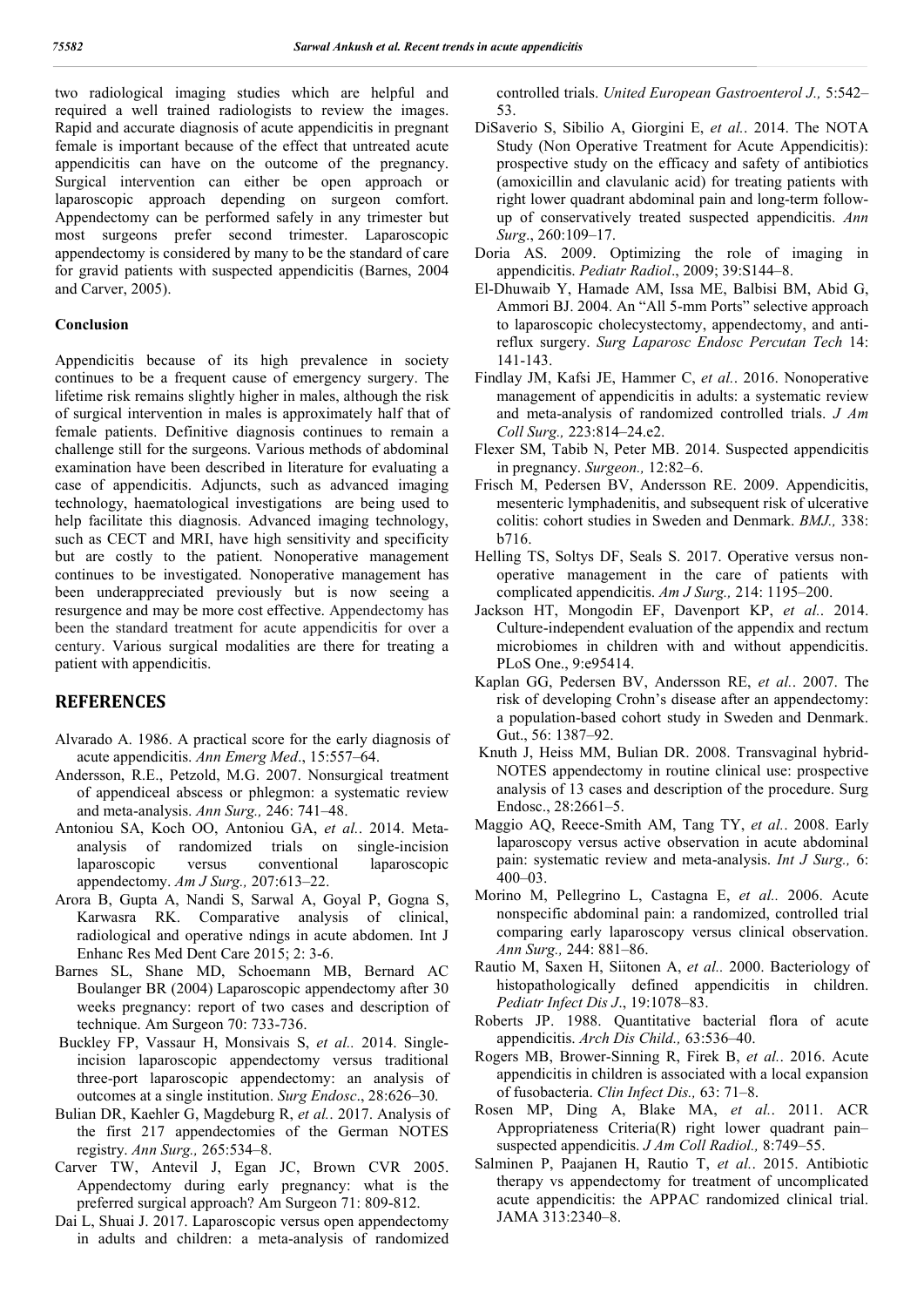two radiological imaging studies which are helpful and required a well trained radiologists to review the images. Rapid and accurate diagnosis of acute appendicitis in pregnant female is important because of the effect that untreated acute appendicitis can have on the outcome of the pregnancy. Surgical intervention can either be open approach or laparoscopic approach depending on surgeon comfort. Appendectomy can be performed safely in any trimester but most surgeons prefer second trimester. Laparoscopic appendectomy is considered by many to be the standard of care for gravid patients with suspected appendicitis (Barnes, 2004 and Carver, 2005).

### Conclusion

Appendicitis because of its high prevalence in society continues to be a frequent cause of emergency surgery. The lifetime risk remains slightly higher in males, although the risk of surgical intervention in males is approximately half that of female patients. Definitive diagnosis continues to remain a challenge still for the surgeons. Various methods of abdominal examination have been described in literature for evaluating a case of appendicitis. Adjuncts, such as advanced imaging technology, haematological investigations are being used to help facilitate this diagnosis. Advanced imaging technology, such as CECT and MRI, have high sensitivity and specificity but are costly to the patient. Nonoperative management continues to be investigated. Nonoperative management has been underappreciated previously but is now seeing a resurgence and may be more cost effective. Appendectomy has been the standard treatment for acute appendicitis for over a century. Various surgical modalities are there for treating a patient with appendicitis.

## REFERENCES

Alvarado A. 1986. A practical score for the early diagnosis of acute appendicitis. *Ann Emerg Med*., 15:557–64.

Andersson, R.E., Petzold, M.G. 2007. Nonsurgical treatment of appendiceal abscess or phlegmon: a systematic review and meta-analysis. *Ann Surg.,* 246: 741–48.

Antoniou SA, Koch OO, Antoniou GA, *et al.*. 2014. Meta-analysis of randomized trials on single-incision laparoscopic versus conventional laparoscopic appendectomy. *Am J Surg.,* 207:613–22.

Arora B, Gupta A, Nandi S, Sarwal A, Goyal P, Gogna S, Karwasra RK. Comparative analysis of clinical, radiological and operative ndings in acute abdomen. Int J Enhanc Res Med Dent Care 2015; 2: 3-6.

Barnes SL, Shane MD, Schoemann MB, Bernard AC Boulanger BR (2004) Laparoscopic appendectomy after 30 weeks pregnancy: report of two cases and description of technique. Am Surgeon 70: 733-736.

Buckley FP, Vassaur H, Monsivais S, *et al.*. 2014. Single-incision laparoscopic appendectomy versus traditional three-port laparoscopic appendectomy: an analysis of outcomes at a single institution. *Surg Endosc*., 28:626–30.

Bulian DR, Kaehler G, Magdeburg R, *et al.*. 2017. Analysis of the first 217 appendectomies of the German NOTES registry. *Ann Surg.,* 265:534–8.

Carver TW, Antevil J, Egan JC, Brown CVR 2005. Appendectomy during early pregnancy: what is the preferred surgical approach? Am Surgeon 71: 809-812.

Dai L, Shuai J. 2017. Laparoscopic versus open appendectomy in adults and children: a meta-analysis of randomized controlled trials. *United European Gastroenterol J.,* 5:542–53.

DiSaverio S, Sibilio A, Giorgini E, *et al.*. 2014. The NOTA Study (Non Operative Treatment for Acute Appendicitis): prospective study on the efficacy and safety of antibiotics (amoxicillin and clavulanic acid) for treating patients with right lower quadrant abdominal pain and long-term follow-up of conservatively treated suspected appendicitis. *Ann Surg*., 260:109–17.

Doria AS. 2009. Optimizing the role of imaging in appendicitis. *Pediatr Radiol*., 2009; 39:S144–8.

El-Dhuwaib Y, Hamade AM, Issa ME, Balbisi BM, Abid G, Ammori BJ. 2004. An "All 5-mm Ports" selective approach to laparoscopic cholecystectomy, appendectomy, and anti-reflux surgery. *Surg Laparosc Endosc Percutan Tech* 14: 141-143.

Findlay JM, Kafsi JE, Hammer C, *et al.*. 2016. Nonoperative management of appendicitis in adults: a systematic review and meta-analysis of randomized controlled trials. *J Am Coll Surg.,* 223:814–24.e2.

Flexer SM, Tabib N, Peter MB. 2014. Suspected appendicitis in pregnancy. *Surgeon.,* 12:82–6.

Frisch M, Pedersen BV, Andersson RE. 2009. Appendicitis, mesenteric lymphadenitis, and subsequent risk of ulcerative colitis: cohort studies in Sweden and Denmark. *BMJ.,* 338: b716.

Helling TS, Soltys DF, Seals S. 2017. Operative versus non-operative management in the care of patients with complicated appendicitis. *Am J Surg.,* 214: 1195–200.

Jackson HT, Mongodin EF, Davenport KP, *et al.*. 2014. Culture-independent evaluation of the appendix and rectum microbiomes in children with and without appendicitis. PLoS One., 9:e95414.

Kaplan GG, Pedersen BV, Andersson RE, *et al.*. 2007. The risk of developing Crohn's disease after an appendectomy: a population-based cohort study in Sweden and Denmark. Gut., 56: 1387–92.

Knuth J, Heiss MM, Bulian DR. 2008. Transvaginal hybrid-NOTES appendectomy in routine clinical use: prospective analysis of 13 cases and description of the procedure. Surg Endosc., 28:2661–5.

Maggio AQ, Reece-Smith AM, Tang TY, *et al.*. 2008. Early laparoscopy versus active observation in acute abdominal pain: systematic review and meta-analysis. *Int J Surg.,* 6: 400–03.

Morino M, Pellegrino L, Castagna E, *et al.*. 2006. Acute nonspecific abdominal pain: a randomized, controlled trial comparing early laparoscopy versus clinical observation. *Ann Surg.,* 244: 881–86.

Rautio M, Saxen H, Siitonen A, *et al.*. 2000. Bacteriology of histopathologically defined appendicitis in children. *Pediatr Infect Dis J*., 19:1078–83.

Roberts JP. 1988. Quantitative bacterial flora of acute appendicitis. *Arch Dis Child.,* 63:536–40.

Rogers MB, Brower-Sinning R, Firek B, *et al.*. 2016. Acute appendicitis in children is associated with a local expansion of fusobacteria. *Clin Infect Dis.,* 63: 71–8.

Rosen MP, Ding A, Blake MA, *et al.*. 2011. ACR Appropriateness Criteria(R) right lower quadrant pain–suspected appendicitis. *J Am Coll Radiol.,* 8:749–55.

Salminen P, Paajanen H, Rautio T, *et al.*. 2015. Antibiotic therapy vs appendectomy for treatment of uncomplicated acute appendicitis: the APPAC randomized clinical trial. JAMA 313:2340–8.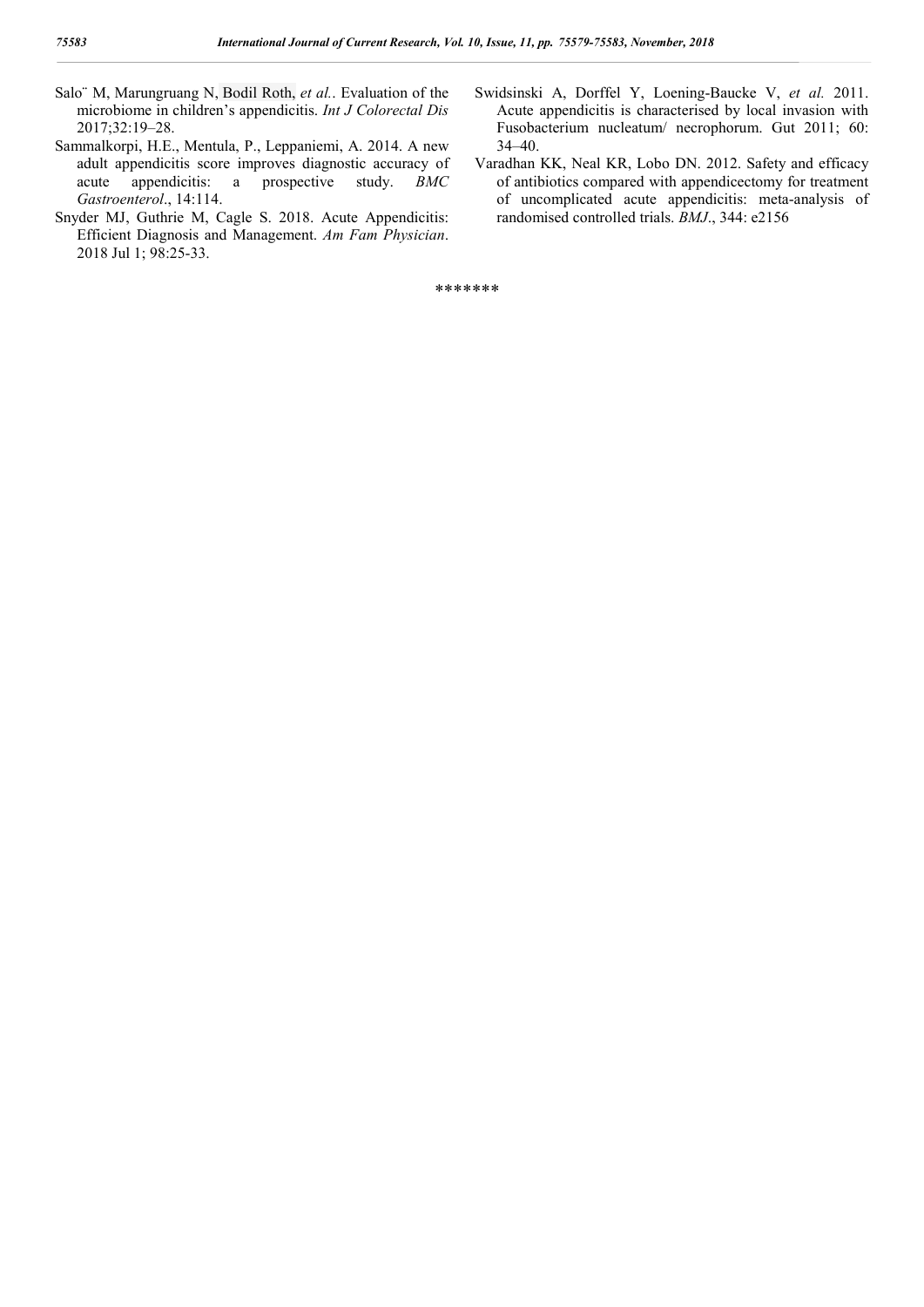Salo¨ M, Marungruang N, Bodil Roth, *et al.*. Evaluation of the microbiome in children's appendicitis. *Int J Colorectal Dis* 2017;32:19–28.

Sammalkorpi, H.E., Mentula, P., Leppaniemi, A. 2014. A new adult appendicitis score improves diagnostic accuracy of acute appendicitis: a prospective study. *BMC Gastroenterol*., 14:114.

Snyder MJ, Guthrie M, Cagle S. 2018. Acute Appendicitis: Efficient Diagnosis and Management. *Am Fam Physician*. 2018 Jul 1; 98:25-33.

Swidsinski A, Dorffel Y, Loening-Baucke V, *et al.* 2011. Acute appendicitis is characterised by local invasion with Fusobacterium nucleatum/ necrophorum. Gut 2011; 60: 34–40.

Varadhan KK, Neal KR, Lobo DN. 2012. Safety and efficacy of antibiotics compared with appendicectomy for treatment of uncomplicated acute appendicitis: meta-analysis of randomised controlled trials. *BMJ*., 344: e2156

*******